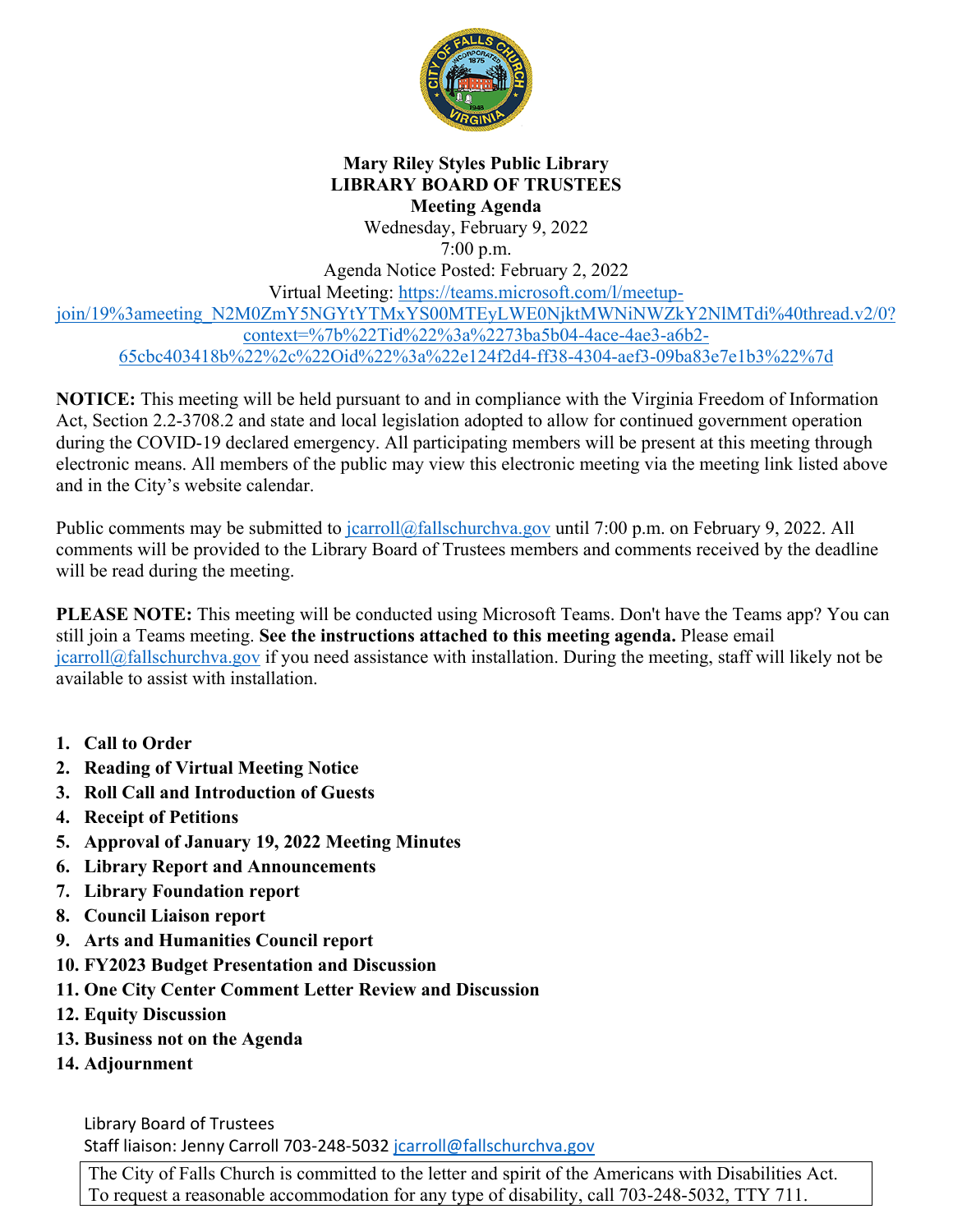**Mary Riley Styles Public Library**
**LIBRARY BOARD OF TRUSTEES**
**Meeting Agenda**
Wednesday, February 9, 2022
7:00 p.m.
Agenda Notice Posted: February 2, 2022
Virtual Meeting: https://teams.microsoft.com/l/meetup-join/19%3ameeting_N2M0ZmY5NGYtYTMxYS00MTEyLWE0NjktMWNiNWZkY2NlMTdi%40thread.v2/0?context=%7b%22Tid%22%3a%2273ba5b04-4ace-4ae3-a6b2-65cbc403418b%22%2c%22Oid%22%3a%22e124f2d4-ff38-4304-aef3-09ba83e7e1b3%22%7d

**NOTICE:** This meeting will be held pursuant to and in compliance with the Virginia Freedom of Information Act, Section 2.2-3708.2 and state and local legislation adopted to allow for continued government operation during the COVID-19 declared emergency. All participating members will be present at this meeting through electronic means. All members of the public may view this electronic meeting via the meeting link listed above and in the City's website calendar.

Public comments may be submitted to jcarroll@fallschurchva.gov until 7:00 p.m. on February 9, 2022. All comments will be provided to the Library Board of Trustees members and comments received by the deadline will be read during the meeting.

**PLEASE NOTE:** This meeting will be conducted using Microsoft Teams. Don't have the Teams app? You can still join a Teams meeting. **See the instructions attached to this meeting agenda.** Please email jcarroll@fallschurchva.gov if you need assistance with installation. During the meeting, staff will likely not be available to assist with installation.

1. **Call to Order**
2. **Reading of Virtual Meeting Notice**
3. **Roll Call and Introduction of Guests**
4. **Receipt of Petitions**
5. **Approval of January 19, 2022 Meeting Minutes**
6. **Library Report and Announcements**
7. **Library Foundation report**
8. **Council Liaison report**
9. **Arts and Humanities Council report**
10. **FY2023 Budget Presentation and Discussion**
11. **One City Center Comment Letter Review and Discussion**
12. **Equity Discussion**
13. **Business not on the Agenda**
14. **Adjournment**

Library Board of Trustees
Staff liaison: Jenny Carroll 703-248-5032 jcarroll@fallschurchva.gov

The City of Falls Church is committed to the letter and spirit of the Americans with Disabilities Act. To request a reasonable accommodation for any type of disability, call 703-248-5032, TTY 711.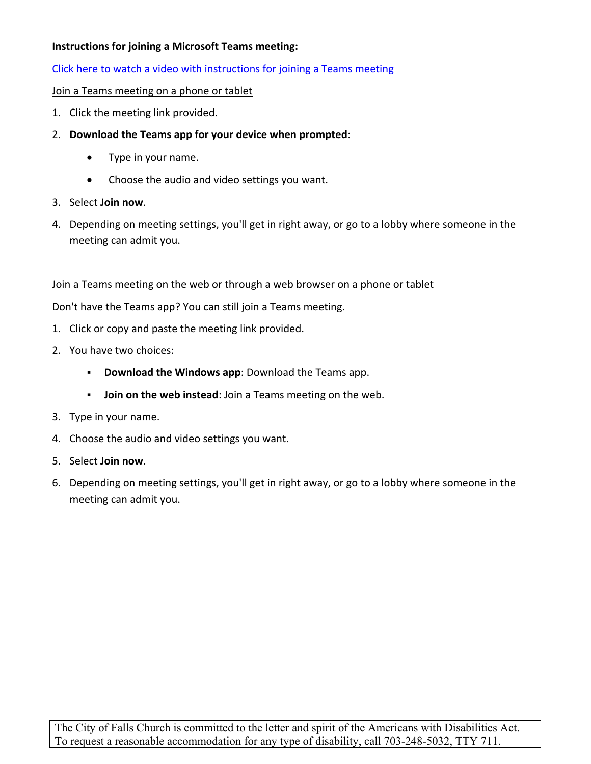**Instructions for joining a Microsoft Teams meeting:**

[Click here to watch a video with instructions for joining a Teams meeting]()

Join a Teams meeting on a phone or tablet

1. Click the meeting link provided.
2. **Download the Teams app for your device when prompted**:
   - Type in your name.
   - Choose the audio and video settings you want.
3. Select **Join now**.
4. Depending on meeting settings, you'll get in right away, or go to a lobby where someone in the meeting can admit you.

Join a Teams meeting on the web or through a web browser on a phone or tablet

Don't have the Teams app? You can still join a Teams meeting.

1. Click or copy and paste the meeting link provided.
2. You have two choices:
   - **Download the Windows app**: Download the Teams app.
   - **Join on the web instead**: Join a Teams meeting on the web.
3. Type in your name.
4. Choose the audio and video settings you want.
5. Select **Join now**.
6. Depending on meeting settings, you'll get in right away, or go to a lobby where someone in the meeting can admit you.

The City of Falls Church is committed to the letter and spirit of the Americans with Disabilities Act. To request a reasonable accommodation for any type of disability, call 703-248-5032, TTY 711.